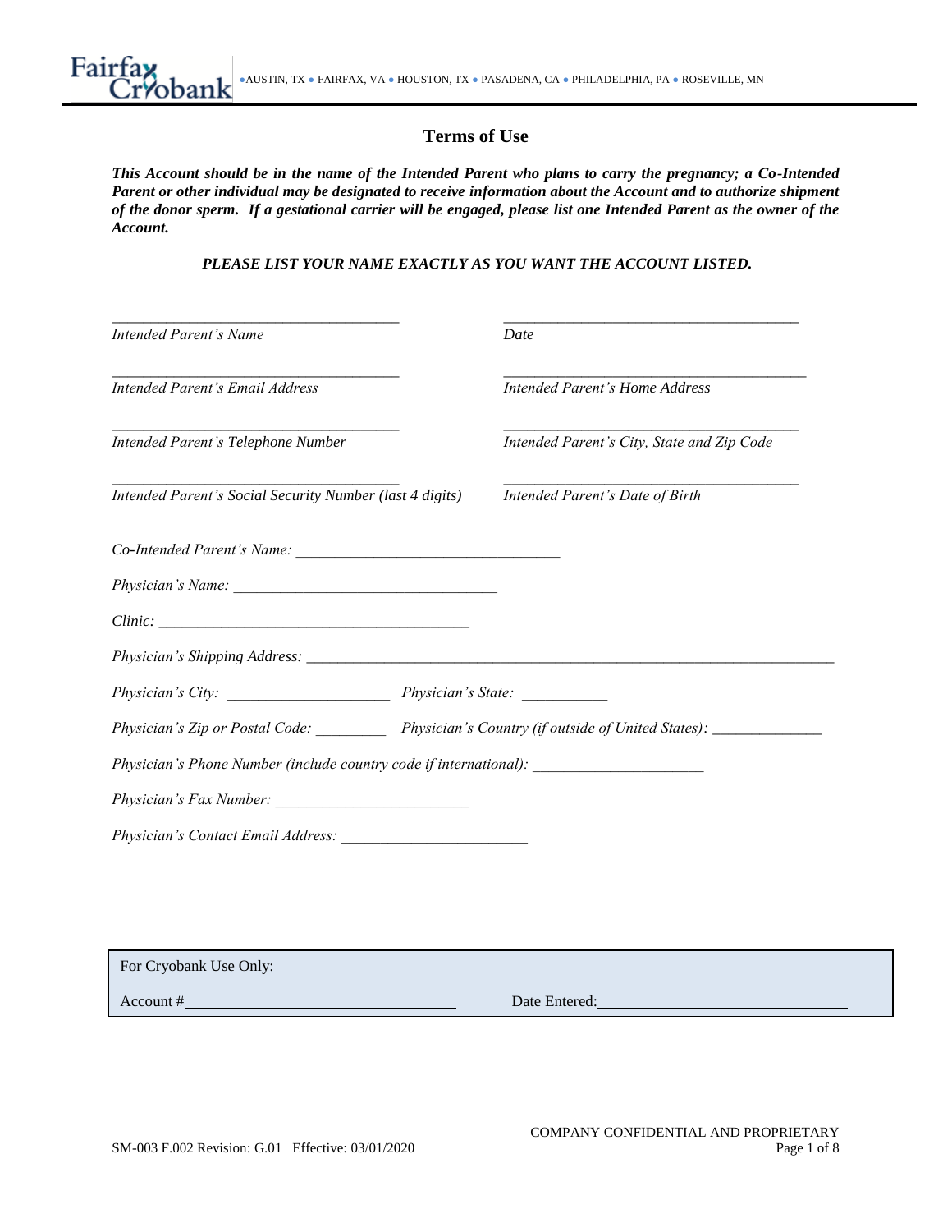Fairfax Cryobank ●AUSTIN, TX ● FAIRFAX, VA ● HOUSTON, TX ● PASADENA, CA ● PHILADELPHIA, PA ● ROSEVILLE, MN

# Terms of Use

***This Account should be in the name of the Intended Parent who plans to carry the pregnancy; a Co-Intended Parent or other individual may be designated to receive information about the Account and to authorize shipment of the donor sperm. If a gestational carrier will be engaged, please list one Intended Parent as the owner of the Account.***

***PLEASE LIST YOUR NAME EXACTLY AS YOU WANT THE ACCOUNT LISTED.***

| | |
|---|---|
| ______________________________________ | ______________________________________ |
| *Intended Parent's Name* | *Date* |
| ______________________________________ | ______________________________________ |
| *Intended Parent's Email Address* | *Intended Parent's Home Address* |
| ______________________________________ | ______________________________________ |
| *Intended Parent's Telephone Number* | *Intended Parent's City, State and Zip Code* |
| ______________________________________ | ______________________________________ |
| *Intended Parent's Social Security Number (last 4 digits)* | *Intended Parent's Date of Birth* |

*Co-Intended Parent's Name:* ___________________________________

*Physician's Name:* ___________________________________

*Clinic:* ___________________________________________

*Physician's Shipping Address:* ______________________________________________________________________

*Physician's City:* ______________________ *Physician's State:* ___________

*Physician's Zip or Postal Code:* _________ *Physician's Country (if outside of United States):* ______________

*Physician's Phone Number (include country code if international):* ______________________

*Physician's Fax Number:* __________________________

*Physician's Contact Email Address:* _________________________

| For Cryobank Use Only: | |
|---|---|
| Account #_______________________________ | Date Entered:_____________________________ |

COMPANY CONFIDENTIAL AND PROPRIETARY

SM-003 F.002 Revision: G.01 Effective: 03/01/2020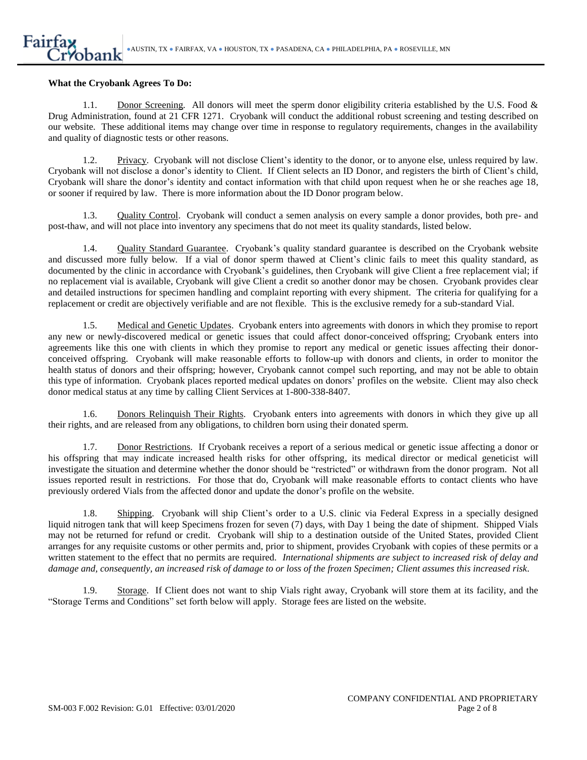**What the Cryobank Agrees To Do:**

1.1. Donor Screening. All donors will meet the sperm donor eligibility criteria established by the U.S. Food & Drug Administration, found at 21 CFR 1271. Cryobank will conduct the additional robust screening and testing described on our website. These additional items may change over time in response to regulatory requirements, changes in the availability and quality of diagnostic tests or other reasons.

1.2. Privacy. Cryobank will not disclose Client's identity to the donor, or to anyone else, unless required by law. Cryobank will not disclose a donor's identity to Client. If Client selects an ID Donor, and registers the birth of Client's child, Cryobank will share the donor's identity and contact information with that child upon request when he or she reaches age 18, or sooner if required by law. There is more information about the ID Donor program below.

1.3. Quality Control. Cryobank will conduct a semen analysis on every sample a donor provides, both pre- and post-thaw, and will not place into inventory any specimens that do not meet its quality standards, listed below.

1.4. Quality Standard Guarantee. Cryobank's quality standard guarantee is described on the Cryobank website and discussed more fully below. If a vial of donor sperm thawed at Client's clinic fails to meet this quality standard, as documented by the clinic in accordance with Cryobank's guidelines, then Cryobank will give Client a free replacement vial; if no replacement vial is available, Cryobank will give Client a credit so another donor may be chosen. Cryobank provides clear and detailed instructions for specimen handling and complaint reporting with every shipment. The criteria for qualifying for a replacement or credit are objectively verifiable and are not flexible. This is the exclusive remedy for a sub-standard Vial.

1.5. Medical and Genetic Updates. Cryobank enters into agreements with donors in which they promise to report any new or newly-discovered medical or genetic issues that could affect donor-conceived offspring; Cryobank enters into agreements like this one with clients in which they promise to report any medical or genetic issues affecting their donor-conceived offspring. Cryobank will make reasonable efforts to follow-up with donors and clients, in order to monitor the health status of donors and their offspring; however, Cryobank cannot compel such reporting, and may not be able to obtain this type of information. Cryobank places reported medical updates on donors' profiles on the website. Client may also check donor medical status at any time by calling Client Services at 1-800-338-8407.

1.6. Donors Relinquish Their Rights. Cryobank enters into agreements with donors in which they give up all their rights, and are released from any obligations, to children born using their donated sperm.

1.7. Donor Restrictions. If Cryobank receives a report of a serious medical or genetic issue affecting a donor or his offspring that may indicate increased health risks for other offspring, its medical director or medical geneticist will investigate the situation and determine whether the donor should be "restricted" or withdrawn from the donor program. Not all issues reported result in restrictions. For those that do, Cryobank will make reasonable efforts to contact clients who have previously ordered Vials from the affected donor and update the donor's profile on the website.

1.8. Shipping. Cryobank will ship Client's order to a U.S. clinic via Federal Express in a specially designed liquid nitrogen tank that will keep Specimens frozen for seven (7) days, with Day 1 being the date of shipment. Shipped Vials may not be returned for refund or credit. Cryobank will ship to a destination outside of the United States, provided Client arranges for any requisite customs or other permits and, prior to shipment, provides Cryobank with copies of these permits or a written statement to the effect that no permits are required. *International shipments are subject to increased risk of delay and damage and, consequently, an increased risk of damage to or loss of the frozen Specimen; Client assumes this increased risk.*

1.9. Storage. If Client does not want to ship Vials right away, Cryobank will store them at its facility, and the "Storage Terms and Conditions" set forth below will apply. Storage fees are listed on the website.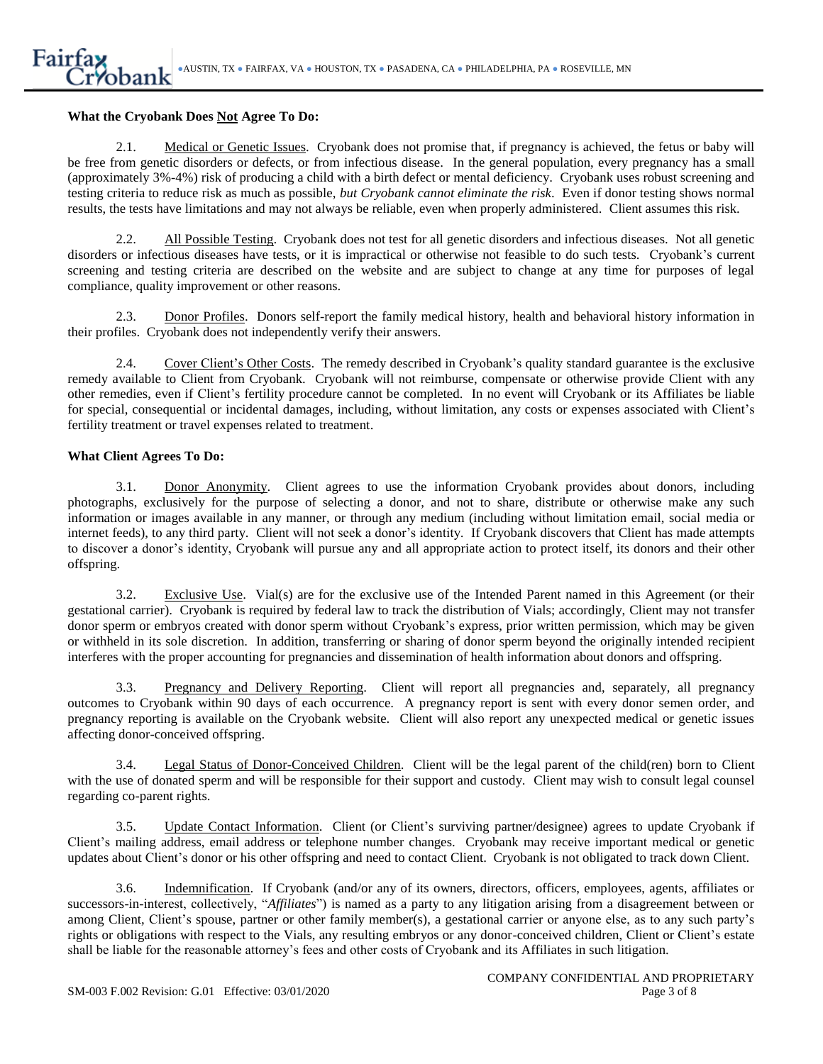**What the Cryobank Does Not Agree To Do:**

2.1. Medical or Genetic Issues. Cryobank does not promise that, if pregnancy is achieved, the fetus or baby will be free from genetic disorders or defects, or from infectious disease. In the general population, every pregnancy has a small (approximately 3%-4%) risk of producing a child with a birth defect or mental deficiency. Cryobank uses robust screening and testing criteria to reduce risk as much as possible, *but Cryobank cannot eliminate the risk*. Even if donor testing shows normal results, the tests have limitations and may not always be reliable, even when properly administered. Client assumes this risk.

2.2. All Possible Testing. Cryobank does not test for all genetic disorders and infectious diseases. Not all genetic disorders or infectious diseases have tests, or it is impractical or otherwise not feasible to do such tests. Cryobank's current screening and testing criteria are described on the website and are subject to change at any time for purposes of legal compliance, quality improvement or other reasons.

2.3. Donor Profiles. Donors self-report the family medical history, health and behavioral history information in their profiles. Cryobank does not independently verify their answers.

2.4. Cover Client's Other Costs. The remedy described in Cryobank's quality standard guarantee is the exclusive remedy available to Client from Cryobank. Cryobank will not reimburse, compensate or otherwise provide Client with any other remedies, even if Client's fertility procedure cannot be completed. In no event will Cryobank or its Affiliates be liable for special, consequential or incidental damages, including, without limitation, any costs or expenses associated with Client's fertility treatment or travel expenses related to treatment.

**What Client Agrees To Do:**

3.1. Donor Anonymity. Client agrees to use the information Cryobank provides about donors, including photographs, exclusively for the purpose of selecting a donor, and not to share, distribute or otherwise make any such information or images available in any manner, or through any medium (including without limitation email, social media or internet feeds), to any third party. Client will not seek a donor's identity. If Cryobank discovers that Client has made attempts to discover a donor's identity, Cryobank will pursue any and all appropriate action to protect itself, its donors and their other offspring.

3.2. Exclusive Use. Vial(s) are for the exclusive use of the Intended Parent named in this Agreement (or their gestational carrier). Cryobank is required by federal law to track the distribution of Vials; accordingly, Client may not transfer donor sperm or embryos created with donor sperm without Cryobank's express, prior written permission, which may be given or withheld in its sole discretion. In addition, transferring or sharing of donor sperm beyond the originally intended recipient interferes with the proper accounting for pregnancies and dissemination of health information about donors and offspring.

3.3. Pregnancy and Delivery Reporting. Client will report all pregnancies and, separately, all pregnancy outcomes to Cryobank within 90 days of each occurrence. A pregnancy report is sent with every donor semen order, and pregnancy reporting is available on the Cryobank website. Client will also report any unexpected medical or genetic issues affecting donor-conceived offspring.

3.4. Legal Status of Donor-Conceived Children. Client will be the legal parent of the child(ren) born to Client with the use of donated sperm and will be responsible for their support and custody. Client may wish to consult legal counsel regarding co-parent rights.

3.5. Update Contact Information. Client (or Client's surviving partner/designee) agrees to update Cryobank if Client's mailing address, email address or telephone number changes. Cryobank may receive important medical or genetic updates about Client's donor or his other offspring and need to contact Client. Cryobank is not obligated to track down Client.

3.6. Indemnification. If Cryobank (and/or any of its owners, directors, officers, employees, agents, affiliates or successors-in-interest, collectively, "*Affiliates*") is named as a party to any litigation arising from a disagreement between or among Client, Client's spouse, partner or other family member(s), a gestational carrier or anyone else, as to any such party's rights or obligations with respect to the Vials, any resulting embryos or any donor-conceived children, Client or Client's estate shall be liable for the reasonable attorney's fees and other costs of Cryobank and its Affiliates in such litigation.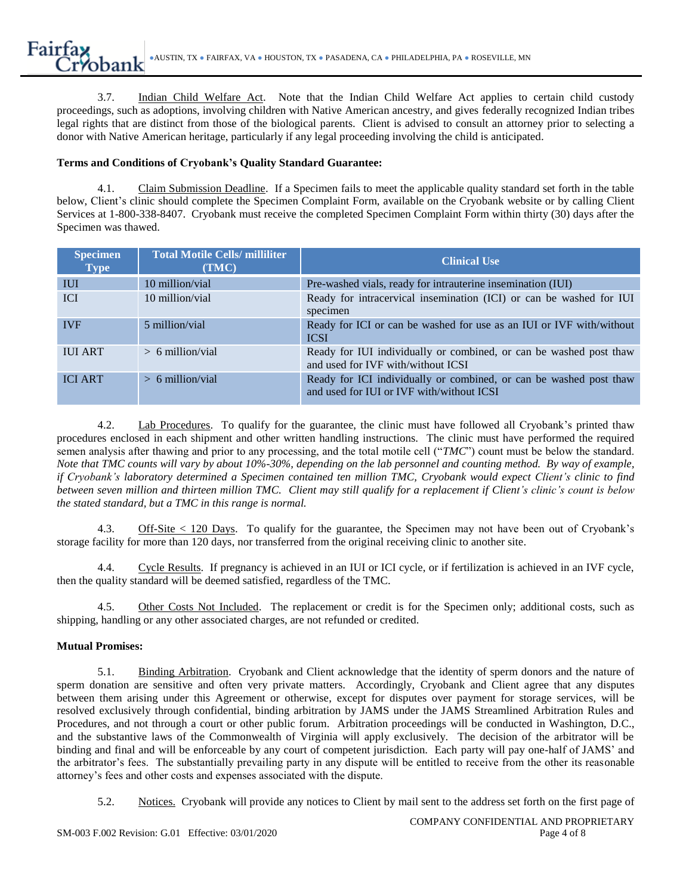3.7. Indian Child Welfare Act. Note that the Indian Child Welfare Act applies to certain child custody proceedings, such as adoptions, involving children with Native American ancestry, and gives federally recognized Indian tribes legal rights that are distinct from those of the biological parents. Client is advised to consult an attorney prior to selecting a donor with Native American heritage, particularly if any legal proceeding involving the child is anticipated.

**Terms and Conditions of Cryobank's Quality Standard Guarantee:**

4.1. Claim Submission Deadline. If a Specimen fails to meet the applicable quality standard set forth in the table below, Client's clinic should complete the Specimen Complaint Form, available on the Cryobank website or by calling Client Services at 1-800-338-8407. Cryobank must receive the completed Specimen Complaint Form within thirty (30) days after the Specimen was thawed.

| Specimen Type | Total Motile Cells/ milliliter (TMC) | Clinical Use |
|---|---|---|
| IUI | 10 million/vial | Pre-washed vials, ready for intrauterine insemination (IUI) |
| ICI | 10 million/vial | Ready for intracervical insemination (ICI) or can be washed for IUI specimen |
| IVF | 5 million/vial | Ready for ICI or can be washed for use as an IUI or IVF with/without ICSI |
| IUI ART | > 6 million/vial | Ready for IUI individually or combined, or can be washed post thaw and used for IVF with/without ICSI |
| ICI ART | > 6 million/vial | Ready for ICI individually or combined, or can be washed post thaw and used for IUI or IVF with/without ICSI |

4.2. Lab Procedures. To qualify for the guarantee, the clinic must have followed all Cryobank's printed thaw procedures enclosed in each shipment and other written handling instructions. The clinic must have performed the required semen analysis after thawing and prior to any processing, and the total motile cell ("*TMC*") count must be below the standard. *Note that TMC counts will vary by about 10%-30%, depending on the lab personnel and counting method. By way of example, if Cryobank's laboratory determined a Specimen contained ten million TMC, Cryobank would expect Client's clinic to find between seven million and thirteen million TMC. Client may still qualify for a replacement if Client's clinic's count is below the stated standard, but a TMC in this range is normal.*

4.3. Off-Site < 120 Days. To qualify for the guarantee, the Specimen may not have been out of Cryobank's storage facility for more than 120 days, nor transferred from the original receiving clinic to another site.

4.4. Cycle Results. If pregnancy is achieved in an IUI or ICI cycle, or if fertilization is achieved in an IVF cycle, then the quality standard will be deemed satisfied, regardless of the TMC.

4.5. Other Costs Not Included. The replacement or credit is for the Specimen only; additional costs, such as shipping, handling or any other associated charges, are not refunded or credited.

**Mutual Promises:**

5.1. Binding Arbitration. Cryobank and Client acknowledge that the identity of sperm donors and the nature of sperm donation are sensitive and often very private matters. Accordingly, Cryobank and Client agree that any disputes between them arising under this Agreement or otherwise, except for disputes over payment for storage services, will be resolved exclusively through confidential, binding arbitration by JAMS under the JAMS Streamlined Arbitration Rules and Procedures, and not through a court or other public forum. Arbitration proceedings will be conducted in Washington, D.C., and the substantive laws of the Commonwealth of Virginia will apply exclusively. The decision of the arbitrator will be binding and final and will be enforceable by any court of competent jurisdiction. Each party will pay one-half of JAMS' and the arbitrator's fees. The substantially prevailing party in any dispute will be entitled to receive from the other its reasonable attorney's fees and other costs and expenses associated with the dispute.

5.2. Notices. Cryobank will provide any notices to Client by mail sent to the address set forth on the first page of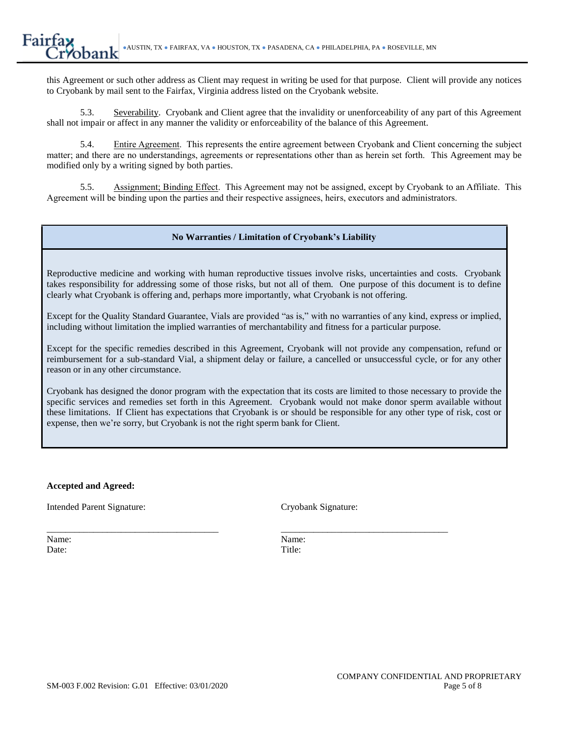this Agreement or such other address as Client may request in writing be used for that purpose. Client will provide any notices to Cryobank by mail sent to the Fairfax, Virginia address listed on the Cryobank website.

5.3. Severability. Cryobank and Client agree that the invalidity or unenforceability of any part of this Agreement shall not impair or affect in any manner the validity or enforceability of the balance of this Agreement.

5.4. Entire Agreement. This represents the entire agreement between Cryobank and Client concerning the subject matter; and there are no understandings, agreements or representations other than as herein set forth. This Agreement may be modified only by a writing signed by both parties.

5.5. Assignment; Binding Effect. This Agreement may not be assigned, except by Cryobank to an Affiliate. This Agreement will be binding upon the parties and their respective assignees, heirs, executors and administrators.

**No Warranties / Limitation of Cryobank's Liability**

Reproductive medicine and working with human reproductive tissues involve risks, uncertainties and costs. Cryobank takes responsibility for addressing some of those risks, but not all of them. One purpose of this document is to define clearly what Cryobank is offering and, perhaps more importantly, what Cryobank is not offering.

Except for the Quality Standard Guarantee, Vials are provided "as is," with no warranties of any kind, express or implied, including without limitation the implied warranties of merchantability and fitness for a particular purpose.

Except for the specific remedies described in this Agreement, Cryobank will not provide any compensation, refund or reimbursement for a sub-standard Vial, a shipment delay or failure, a cancelled or unsuccessful cycle, or for any other reason or in any other circumstance.

Cryobank has designed the donor program with the expectation that its costs are limited to those necessary to provide the specific services and remedies set forth in this Agreement. Cryobank would not make donor sperm available without these limitations. If Client has expectations that Cryobank is or should be responsible for any other type of risk, cost or expense, then we're sorry, but Cryobank is not the right sperm bank for Client.

**Accepted and Agreed:**

| Intended Parent Signature: | Cryobank Signature: |
| --- | --- |
| _____________________________________ | _____________________________________ |
| Name: | Name: |
| Date: | Title: |

COMPANY CONFIDENTIAL AND PROPRIETARY

SM-003 F.002 Revision: G.01 Effective: 03/01/2020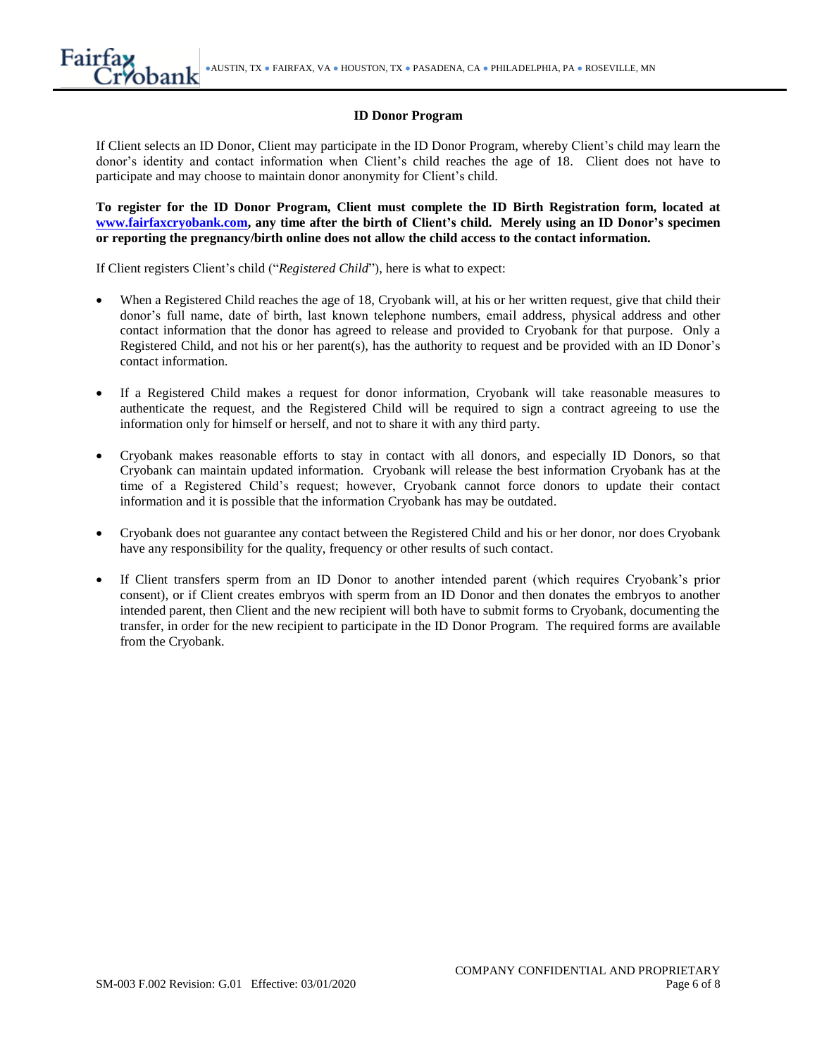## ID Donor Program

If Client selects an ID Donor, Client may participate in the ID Donor Program, whereby Client's child may learn the donor's identity and contact information when Client's child reaches the age of 18. Client does not have to participate and may choose to maintain donor anonymity for Client's child.

**To register for the ID Donor Program, Client must complete the ID Birth Registration form, located at [www.fairfaxcryobank.com](http://www.fairfaxcryobank.com), any time after the birth of Client's child. Merely using an ID Donor's specimen or reporting the pregnancy/birth online does not allow the child access to the contact information.**

If Client registers Client's child ("*Registered Child*"), here is what to expect:

- When a Registered Child reaches the age of 18, Cryobank will, at his or her written request, give that child their donor's full name, date of birth, last known telephone numbers, email address, physical address and other contact information that the donor has agreed to release and provided to Cryobank for that purpose. Only a Registered Child, and not his or her parent(s), has the authority to request and be provided with an ID Donor's contact information.

- If a Registered Child makes a request for donor information, Cryobank will take reasonable measures to authenticate the request, and the Registered Child will be required to sign a contract agreeing to use the information only for himself or herself, and not to share it with any third party.

- Cryobank makes reasonable efforts to stay in contact with all donors, and especially ID Donors, so that Cryobank can maintain updated information. Cryobank will release the best information Cryobank has at the time of a Registered Child's request; however, Cryobank cannot force donors to update their contact information and it is possible that the information Cryobank has may be outdated.

- Cryobank does not guarantee any contact between the Registered Child and his or her donor, nor does Cryobank have any responsibility for the quality, frequency or other results of such contact.

- If Client transfers sperm from an ID Donor to another intended parent (which requires Cryobank's prior consent), or if Client creates embryos with sperm from an ID Donor and then donates the embryos to another intended parent, then Client and the new recipient will both have to submit forms to Cryobank, documenting the transfer, in order for the new recipient to participate in the ID Donor Program. The required forms are available from the Cryobank.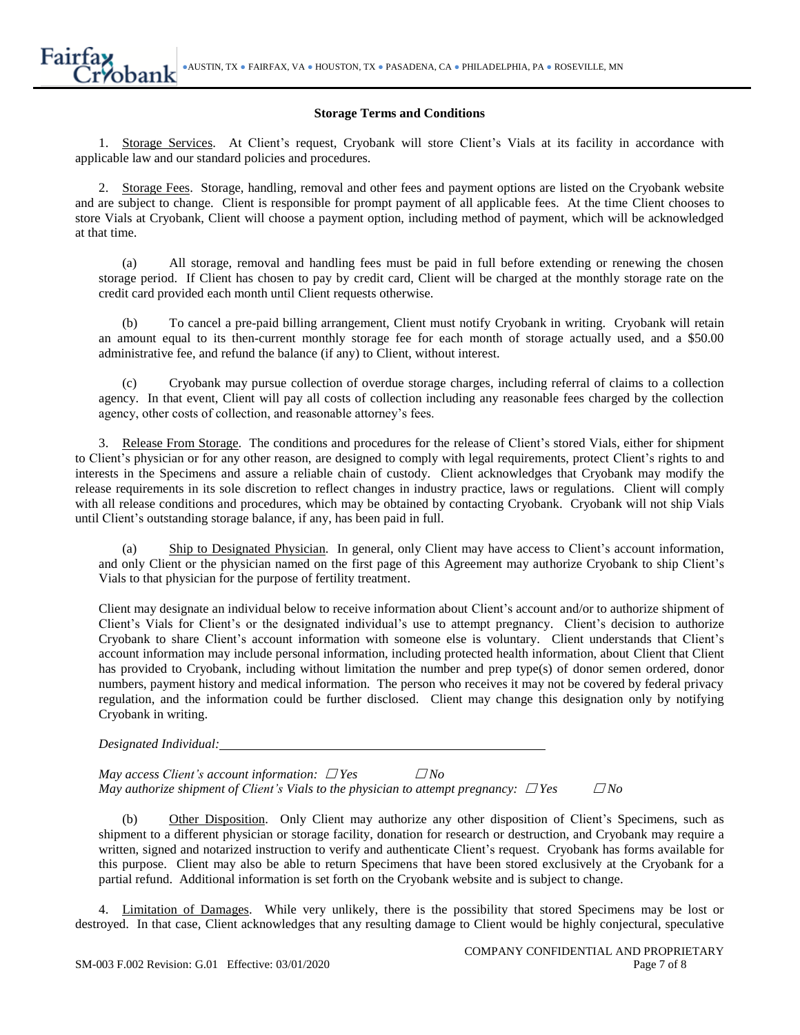## Storage Terms and Conditions

1. Storage Services. At Client's request, Cryobank will store Client's Vials at its facility in accordance with applicable law and our standard policies and procedures.

2. Storage Fees. Storage, handling, removal and other fees and payment options are listed on the Cryobank website and are subject to change. Client is responsible for prompt payment of all applicable fees. At the time Client chooses to store Vials at Cryobank, Client will choose a payment option, including method of payment, which will be acknowledged at that time.

   (a) All storage, removal and handling fees must be paid in full before extending or renewing the chosen storage period. If Client has chosen to pay by credit card, Client will be charged at the monthly storage rate on the credit card provided each month until Client requests otherwise.

   (b) To cancel a pre-paid billing arrangement, Client must notify Cryobank in writing. Cryobank will retain an amount equal to its then-current monthly storage fee for each month of storage actually used, and a $50.00 administrative fee, and refund the balance (if any) to Client, without interest.

   (c) Cryobank may pursue collection of overdue storage charges, including referral of claims to a collection agency. In that event, Client will pay all costs of collection including any reasonable fees charged by the collection agency, other costs of collection, and reasonable attorney's fees.

3. Release From Storage. The conditions and procedures for the release of Client's stored Vials, either for shipment to Client's physician or for any other reason, are designed to comply with legal requirements, protect Client's rights to and interests in the Specimens and assure a reliable chain of custody. Client acknowledges that Cryobank may modify the release requirements in its sole discretion to reflect changes in industry practice, laws or regulations. Client will comply with all release conditions and procedures, which may be obtained by contacting Cryobank. Cryobank will not ship Vials until Client's outstanding storage balance, if any, has been paid in full.

   (a) Ship to Designated Physician. In general, only Client may have access to Client's account information, and only Client or the physician named on the first page of this Agreement may authorize Cryobank to ship Client's Vials to that physician for the purpose of fertility treatment.

   Client may designate an individual below to receive information about Client's account and/or to authorize shipment of Client's Vials for Client's or the designated individual's use to attempt pregnancy. Client's decision to authorize Cryobank to share Client's account information with someone else is voluntary. Client understands that Client's account information may include personal information, including protected health information, about Client that Client has provided to Cryobank, including without limitation the number and prep type(s) of donor semen ordered, donor numbers, payment history and medical information. The person who receives it may not be covered by federal privacy regulation, and the information could be further disclosed. Client may change this designation only by notifying Cryobank in writing.

   *Designated Individual:* ____________________________________________

   *May access Client's account information:* ☐ *Yes* ☐ *No*
   *May authorize shipment of Client's Vials to the physician to attempt pregnancy:* ☐ *Yes* ☐ *No*

   (b) Other Disposition. Only Client may authorize any other disposition of Client's Specimens, such as shipment to a different physician or storage facility, donation for research or destruction, and Cryobank may require a written, signed and notarized instruction to verify and authenticate Client's request. Cryobank has forms available for this purpose. Client may also be able to return Specimens that have been stored exclusively at the Cryobank for a partial refund. Additional information is set forth on the Cryobank website and is subject to change.

4. Limitation of Damages. While very unlikely, there is the possibility that stored Specimens may be lost or destroyed. In that case, Client acknowledges that any resulting damage to Client would be highly conjectural, speculative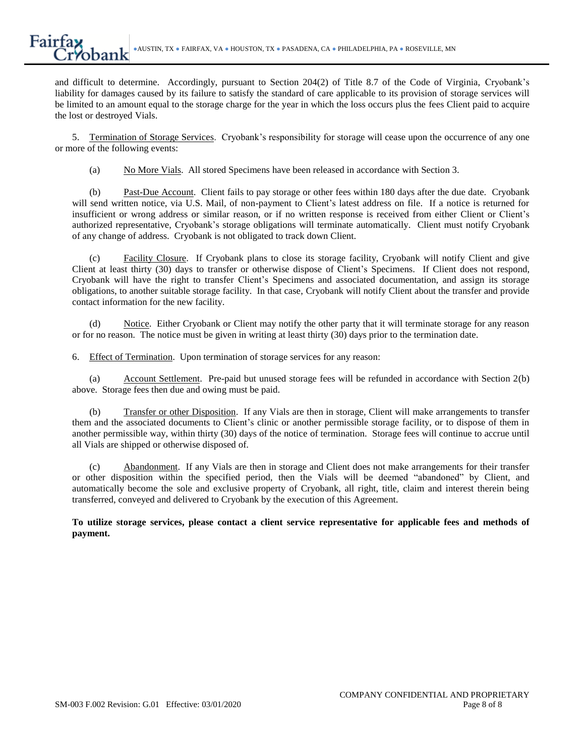and difficult to determine. Accordingly, pursuant to Section 204(2) of Title 8.7 of the Code of Virginia, Cryobank's liability for damages caused by its failure to satisfy the standard of care applicable to its provision of storage services will be limited to an amount equal to the storage charge for the year in which the loss occurs plus the fees Client paid to acquire the lost or destroyed Vials.

5. Termination of Storage Services. Cryobank's responsibility for storage will cease upon the occurrence of any one or more of the following events:

(a) No More Vials. All stored Specimens have been released in accordance with Section 3.

(b) Past-Due Account. Client fails to pay storage or other fees within 180 days after the due date. Cryobank will send written notice, via U.S. Mail, of non-payment to Client's latest address on file. If a notice is returned for insufficient or wrong address or similar reason, or if no written response is received from either Client or Client's authorized representative, Cryobank's storage obligations will terminate automatically. Client must notify Cryobank of any change of address. Cryobank is not obligated to track down Client.

(c) Facility Closure. If Cryobank plans to close its storage facility, Cryobank will notify Client and give Client at least thirty (30) days to transfer or otherwise dispose of Client's Specimens. If Client does not respond, Cryobank will have the right to transfer Client's Specimens and associated documentation, and assign its storage obligations, to another suitable storage facility. In that case, Cryobank will notify Client about the transfer and provide contact information for the new facility.

(d) Notice. Either Cryobank or Client may notify the other party that it will terminate storage for any reason or for no reason. The notice must be given in writing at least thirty (30) days prior to the termination date.

6. Effect of Termination. Upon termination of storage services for any reason:

(a) Account Settlement. Pre-paid but unused storage fees will be refunded in accordance with Section 2(b) above. Storage fees then due and owing must be paid.

(b) Transfer or other Disposition. If any Vials are then in storage, Client will make arrangements to transfer them and the associated documents to Client's clinic or another permissible storage facility, or to dispose of them in another permissible way, within thirty (30) days of the notice of termination. Storage fees will continue to accrue until all Vials are shipped or otherwise disposed of.

(c) Abandonment. If any Vials are then in storage and Client does not make arrangements for their transfer or other disposition within the specified period, then the Vials will be deemed "abandoned" by Client, and automatically become the sole and exclusive property of Cryobank, all right, title, claim and interest therein being transferred, conveyed and delivered to Cryobank by the execution of this Agreement.

**To utilize storage services, please contact a client service representative for applicable fees and methods of payment.**